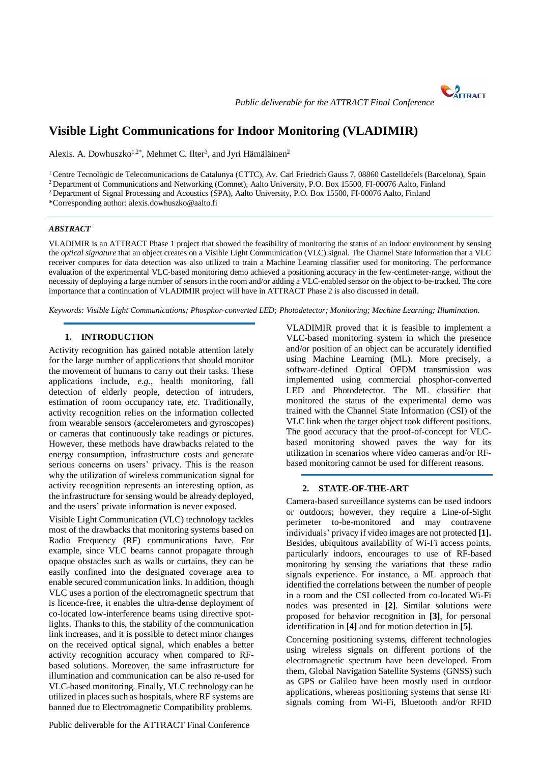# Visible Light Communications for Indoor Monitoring (VLADIMIR)

Alexis. A. Dowhuszko[1,2*], Mehmet C. Ilter[3], and Jyri Hämäläinen[2]

[1] Centre Tecnològic de Telecomunicacions de Catalunya (CTTC), Av. Carl Friedrich Gauss 7, 08860 Castelldefels (Barcelona), Spain
[2] Department of Communications and Networking (Comnet), Aalto University, P.O. Box 15500, FI-00076 Aalto, Finland
[2] Department of Signal Processing and Acoustics (SPA), Aalto University, P.O. Box 15500, FI-00076 Aalto, Finland
*Corresponding author: alexis.dowhuszko@aalto.fi

### *ABSTRACT*

VLADIMIR is an ATTRACT Phase 1 project that showed the feasibility of monitoring the status of an indoor environment by sensing the *optical signature* that an object creates on a Visible Light Communication (VLC) signal. The Channel State Information that a VLC receiver computes for data detection was also utilized to train a Machine Learning classifier used for monitoring. The performance evaluation of the experimental VLC-based monitoring demo achieved a positioning accuracy in the few-centimeter-range, without the necessity of deploying a large number of sensors in the room and/or adding a VLC-enabled sensor on the object to-be-tracked. The core importance that a continuation of VLADIMIR project will have in ATTRACT Phase 2 is also discussed in detail.

*Keywords: Visible Light Communications; Phosphor-converted LED; Photodetector; Monitoring; Machine Learning; Illumination.*

## 1. INTRODUCTION

Activity recognition has gained notable attention lately for the large number of applications that should monitor the movement of humans to carry out their tasks. These applications include, *e.g.*, health monitoring, fall detection of elderly people, detection of intruders, estimation of room occupancy rate, *etc.* Traditionally, activity recognition relies on the information collected from wearable sensors (accelerometers and gyroscopes) or cameras that continuously take readings or pictures. However, these methods have drawbacks related to the energy consumption, infrastructure costs and generate serious concerns on users' privacy. This is the reason why the utilization of wireless communication signal for activity recognition represents an interesting option, as the infrastructure for sensing would be already deployed, and the users' private information is never exposed.

Visible Light Communication (VLC) technology tackles most of the drawbacks that monitoring systems based on Radio Frequency (RF) communications have. For example, since VLC beams cannot propagate through opaque obstacles such as walls or curtains, they can be easily confined into the designated coverage area to enable secured communication links. In addition, though VLC uses a portion of the electromagnetic spectrum that is licence-free, it enables the ultra-dense deployment of co-located low-interference beams using directive spot-lights. Thanks to this, the stability of the communication link increases, and it is possible to detect minor changes on the received optical signal, which enables a better activity recognition accuracy when compared to RF-based solutions. Moreover, the same infrastructure for illumination and communication can be also re-used for VLC-based monitoring. Finally, VLC technology can be utilized in places such as hospitals, where RF systems are banned due to Electromagnetic Compatibility problems.

VLADIMIR proved that it is feasible to implement a VLC-based monitoring system in which the presence and/or position of an object can be accurately identified using Machine Learning (ML). More precisely, a software-defined Optical OFDM transmission was implemented using commercial phosphor-converted LED and Photodetector. The ML classifier that monitored the status of the experimental demo was trained with the Channel State Information (CSI) of the VLC link when the target object took different positions. The good accuracy that the proof-of-concept for VLC-based monitoring showed paves the way for its utilization in scenarios where video cameras and/or RF-based monitoring cannot be used for different reasons.

## 2. STATE-OF-THE-ART

Camera-based surveillance systems can be used indoors or outdoors; however, they require a Line-of-Sight perimeter to-be-monitored and may contravene individuals' privacy if video images are not protected **[1].** Besides, ubiquitous availability of Wi-Fi access points, particularly indoors, encourages to use of RF-based monitoring by sensing the variations that these radio signals experience. For instance, a ML approach that identified the correlations between the number of people in a room and the CSI collected from co-located Wi-Fi nodes was presented in **[2]**. Similar solutions were proposed for behavior recognition in **[3]**, for personal identification in **[4]** and for motion detection in **[5]**.

Concerning positioning systems, different technologies using wireless signals on different portions of the electromagnetic spectrum have been developed. From them, Global Navigation Satellite Systems (GNSS) such as GPS or Galileo have been mostly used in outdoor applications, whereas positioning systems that sense RF signals coming from Wi-Fi, Bluetooth and/or RFID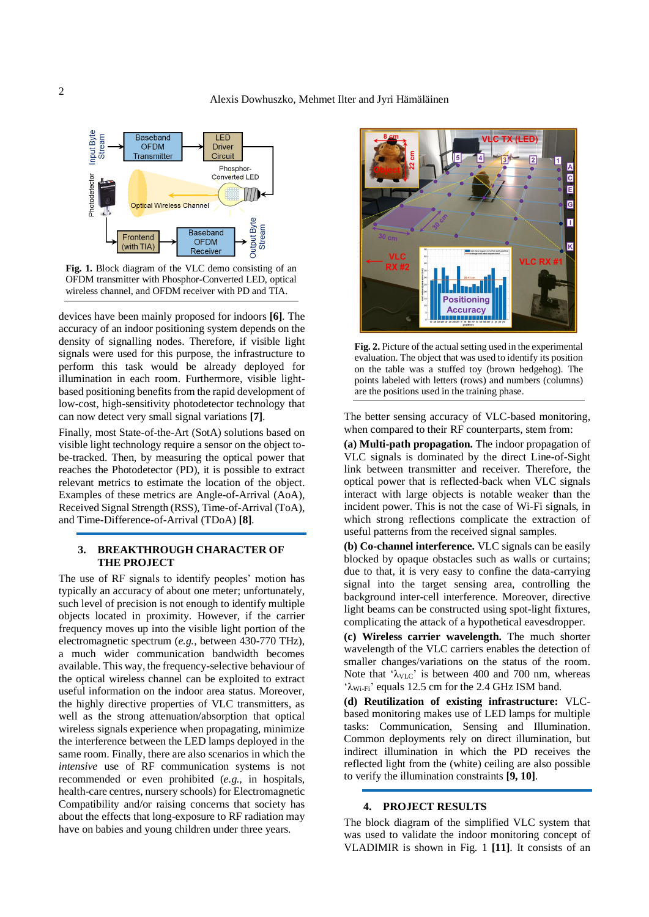Fig. 1. Block diagram of the VLC demo consisting of an OFDM transmitter with Phosphor-Converted LED, optical wireless channel, and OFDM receiver with PD and TIA.

devices have been mainly proposed for indoors **[6]**. The accuracy of an indoor positioning system depends on the density of signalling nodes. Therefore, if visible light signals were used for this purpose, the infrastructure to perform this task would be already deployed for illumination in each room. Furthermore, visible light-based positioning benefits from the rapid development of low-cost, high-sensitivity photodetector technology that can now detect very small signal variations **[7]**.

Finally, most State-of-the-Art (SotA) solutions based on visible light technology require a sensor on the object to-be-tracked. Then, by measuring the optical power that reaches the Photodetector (PD), it is possible to extract relevant metrics to estimate the location of the object. Examples of these metrics are Angle-of-Arrival (AoA), Received Signal Strength (RSS), Time-of-Arrival (ToA), and Time-Difference-of-Arrival (TDoA) **[8]**.

## 3. BREAKTHROUGH CHARACTER OF THE PROJECT

The use of RF signals to identify peoples' motion has typically an accuracy of about one meter; unfortunately, such level of precision is not enough to identify multiple objects located in proximity. However, if the carrier frequency moves up into the visible light portion of the electromagnetic spectrum (*e.g.*, between 430-770 THz), a much wider communication bandwidth becomes available. This way, the frequency-selective behaviour of the optical wireless channel can be exploited to extract useful information on the indoor area status. Moreover, the highly directive properties of VLC transmitters, as well as the strong attenuation/absorption that optical wireless signals experience when propagating, minimize the interference between the LED lamps deployed in the same room. Finally, there are also scenarios in which the *intensive* use of RF communication systems is not recommended or even prohibited (*e.g.*, in hospitals, health-care centres, nursery schools) for Electromagnetic Compatibility and/or raising concerns that society has about the effects that long-exposure to RF radiation may have on babies and young children under three years.

Fig. 2. Picture of the actual setting used in the experimental evaluation. The object that was used to identify its position on the table was a stuffed toy (brown hedgehog). The points labeled with letters (rows) and numbers (columns) are the positions used in the training phase.

The better sensing accuracy of VLC-based monitoring, when compared to their RF counterparts, stem from:

**(a) Multi-path propagation.** The indoor propagation of VLC signals is dominated by the direct Line-of-Sight link between transmitter and receiver. Therefore, the optical power that is reflected-back when VLC signals interact with large objects is notable weaker than the incident power. This is not the case of Wi-Fi signals, in which strong reflections complicate the extraction of useful patterns from the received signal samples.

**(b) Co-channel interference.** VLC signals can be easily blocked by opaque obstacles such as walls or curtains; due to that, it is very easy to confine the data-carrying signal into the target sensing area, controlling the background inter-cell interference. Moreover, directive light beams can be constructed using spot-light fixtures, complicating the attack of a hypothetical eavesdropper.

**(c) Wireless carrier wavelength.** The much shorter wavelength of the VLC carriers enables the detection of smaller changes/variations on the status of the room. Note that '$\lambda_{VLC}$' is between 400 and 700 nm, whereas '$\lambda_{Wi\text{-}Fi}$' equals 12.5 cm for the 2.4 GHz ISM band.

**(d) Reutilization of existing infrastructure:** VLC-based monitoring makes use of LED lamps for multiple tasks: Communication, Sensing and Illumination. Common deployments rely on direct illumination, but indirect illumination in which the PD receives the reflected light from the (white) ceiling are also possible to verify the illumination constraints **[9, 10]**.

## 4. PROJECT RESULTS

The block diagram of the simplified VLC system that was used to validate the indoor monitoring concept of VLADIMIR is shown in Fig. 1 **[11]**. It consists of an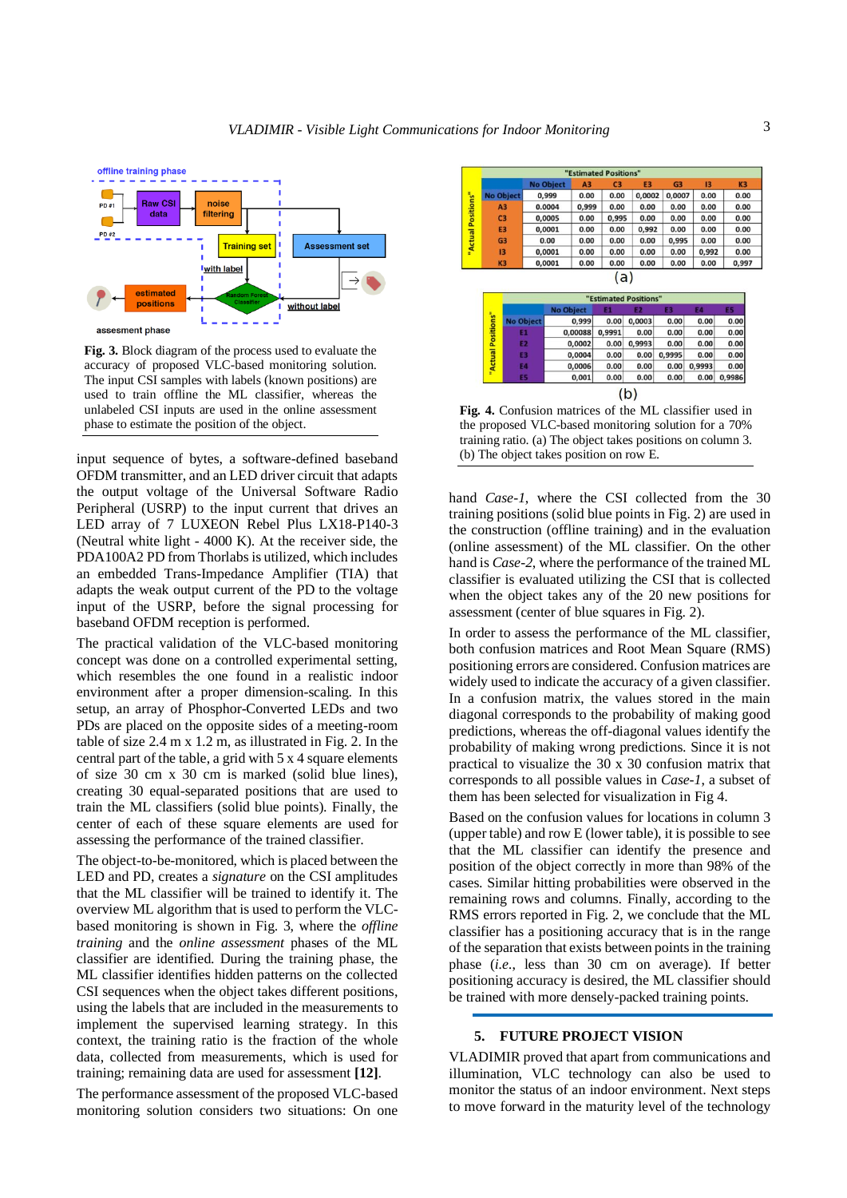**Fig. 3.** Block diagram of the process used to evaluate the accuracy of proposed VLC-based monitoring solution. The input CSI samples with labels (known positions) are used to train offline the ML classifier, whereas the unlabeled CSI inputs are used in the online assessment phase to estimate the position of the object.

input sequence of bytes, a software-defined baseband OFDM transmitter, and an LED driver circuit that adapts the output voltage of the Universal Software Radio Peripheral (USRP) to the input current that drives an LED array of 7 LUXEON Rebel Plus LX18-P140-3 (Neutral white light - 4000 K). At the receiver side, the PDA100A2 PD from Thorlabs is utilized, which includes an embedded Trans-Impedance Amplifier (TIA) that adapts the weak output current of the PD to the voltage input of the USRP, before the signal processing for baseband OFDM reception is performed.

The practical validation of the VLC-based monitoring concept was done on a controlled experimental setting, which resembles the one found in a realistic indoor environment after a proper dimension-scaling. In this setup, an array of Phosphor-Converted LEDs and two PDs are placed on the opposite sides of a meeting-room table of size 2.4 m x 1.2 m, as illustrated in Fig. 2. In the central part of the table, a grid with 5 x 4 square elements of size 30 cm x 30 cm is marked (solid blue lines), creating 30 equal-separated positions that are used to train the ML classifiers (solid blue points). Finally, the center of each of these square elements are used for assessing the performance of the trained classifier.

The object-to-be-monitored, which is placed between the LED and PD, creates a *signature* on the CSI amplitudes that the ML classifier will be trained to identify it. The overview ML algorithm that is used to perform the VLC-based monitoring is shown in Fig. 3, where the *offline training* and the *online assessment* phases of the ML classifier are identified. During the training phase, the ML classifier identifies hidden patterns on the collected CSI sequences when the object takes different positions, using the labels that are included in the measurements to implement the supervised learning strategy. In this context, the training ratio is the fraction of the whole data, collected from measurements, which is used for training; remaining data are used for assessment **[12]**.

The performance assessment of the proposed VLC-based monitoring solution considers two situations: On one

"Estimated Positions" (rows: "Actual Positions")

| | No Object | A3 | C3 | E3 | G3 | I3 | K3 |
|---|---|---|---|---|---|---|---|
| No Object | 0,999 | 0.00 | 0.00 | 0,0002 | 0,0007 | 0.00 | 0.00 |
| A3 | 0.0004 | 0,999 | 0.00 | 0.00 | 0.00 | 0.00 | 0.00 |
| C3 | 0,0005 | 0.00 | 0,995 | 0.00 | 0.00 | 0.00 | 0.00 |
| E3 | 0,0001 | 0.00 | 0.00 | 0,992 | 0.00 | 0.00 | 0.00 |
| G3 | 0.00 | 0.00 | 0.00 | 0.00 | 0,995 | 0.00 | 0.00 |
| I3 | 0,0001 | 0.00 | 0.00 | 0.00 | 0.00 | 0,992 | 0.00 |
| K3 | 0,0001 | 0.00 | 0.00 | 0.00 | 0.00 | 0.00 | 0,997 |

(a)

"Estimated Positions" (rows: "Actual Positions")

| | No Object | E1 | E2 | E3 | E4 | E5 |
|---|---|---|---|---|---|---|
| No Object | 0,999 | 0.00 | 0,0003 | 0.00 | 0.00 | 0.00 |
| E1 | 0,00088 | 0,9991 | 0.00 | 0.00 | 0.00 | 0.00 |
| E2 | 0,0002 | 0.00 | 0,9993 | 0.00 | 0.00 | 0.00 |
| E3 | 0,0004 | 0.00 | 0.00 | 0,9995 | 0.00 | 0.00 |
| E4 | 0,0006 | 0.00 | 0.00 | 0.00 | 0,9993 | 0.00 |
| E5 | 0,001 | 0.00 | 0.00 | 0.00 | 0.00 | 0,9986 |

(b)

**Fig. 4.** Confusion matrices of the ML classifier used in the proposed VLC-based monitoring solution for a 70% training ratio. (a) The object takes positions on column 3. (b) The object takes position on row E.

hand *Case-1*, where the CSI collected from the 30 training positions (solid blue points in Fig. 2) are used in the construction (offline training) and in the evaluation (online assessment) of the ML classifier. On the other hand is *Case-2*, where the performance of the trained ML classifier is evaluated utilizing the CSI that is collected when the object takes any of the 20 new positions for assessment (center of blue squares in Fig. 2).

In order to assess the performance of the ML classifier, both confusion matrices and Root Mean Square (RMS) positioning errors are considered. Confusion matrices are widely used to indicate the accuracy of a given classifier. In a confusion matrix, the values stored in the main diagonal corresponds to the probability of making good predictions, whereas the off-diagonal values identify the probability of making wrong predictions. Since it is not practical to visualize the 30 x 30 confusion matrix that corresponds to all possible values in *Case-1*, a subset of them has been selected for visualization in Fig 4.

Based on the confusion values for locations in column 3 (upper table) and row E (lower table), it is possible to see that the ML classifier can identify the presence and position of the object correctly in more than 98% of the cases. Similar hitting probabilities were observed in the remaining rows and columns. Finally, according to the RMS errors reported in Fig. 2, we conclude that the ML classifier has a positioning accuracy that is in the range of the separation that exists between points in the training phase (*i.e.*, less than 30 cm on average). If better positioning accuracy is desired, the ML classifier should be trained with more densely-packed training points.

## 5. FUTURE PROJECT VISION

VLADIMIR proved that apart from communications and illumination, VLC technology can also be used to monitor the status of an indoor environment. Next steps to move forward in the maturity level of the technology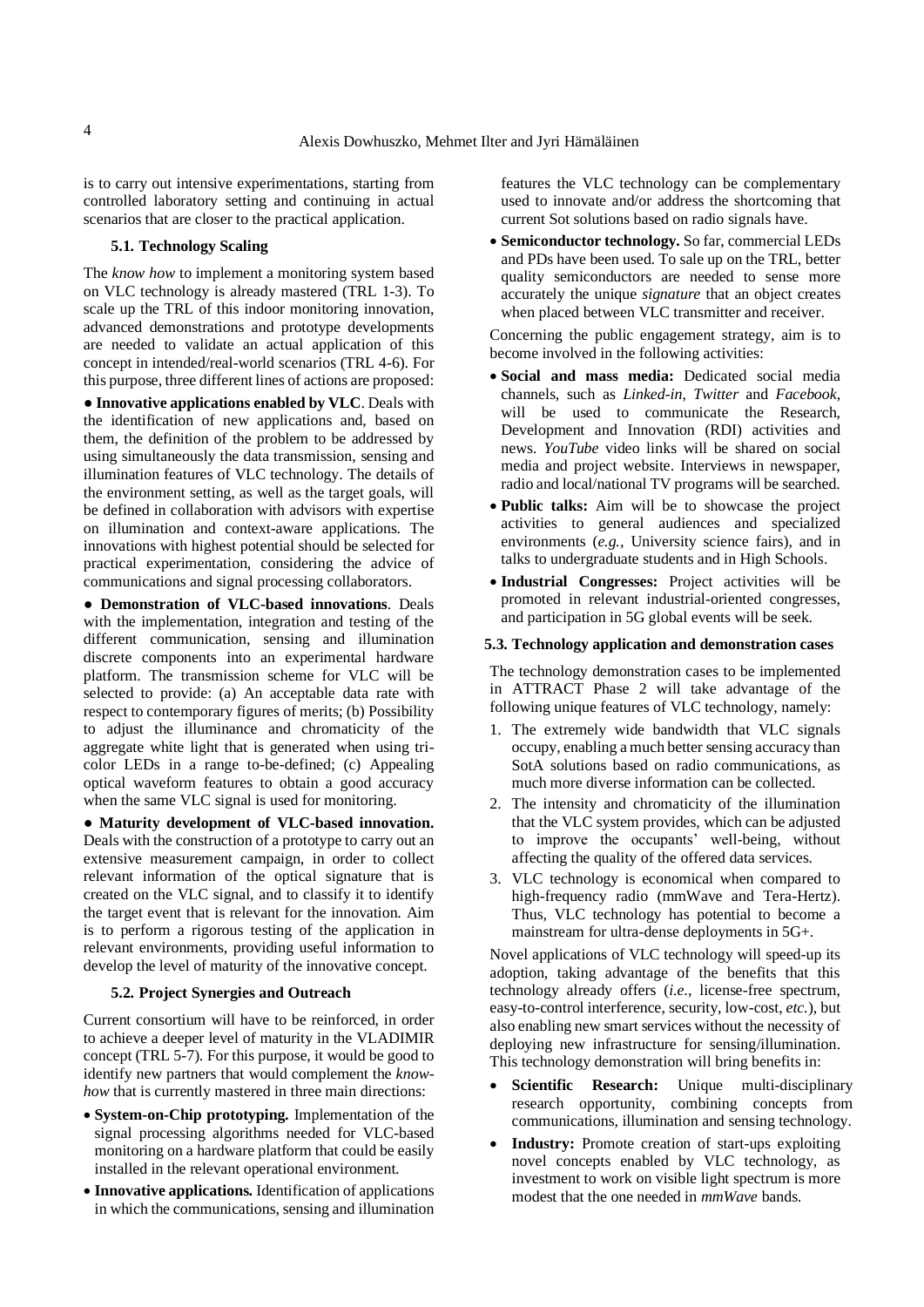is to carry out intensive experimentations, starting from controlled laboratory setting and continuing in actual scenarios that are closer to the practical application.

### 5.1. Technology Scaling

The *know how* to implement a monitoring system based on VLC technology is already mastered (TRL 1-3). To scale up the TRL of this indoor monitoring innovation, advanced demonstrations and prototype developments are needed to validate an actual application of this concept in intended/real-world scenarios (TRL 4-6). For this purpose, three different lines of actions are proposed:

● **Innovative applications enabled by VLC**. Deals with the identification of new applications and, based on them, the definition of the problem to be addressed by using simultaneously the data transmission, sensing and illumination features of VLC technology. The details of the environment setting, as well as the target goals, will be defined in collaboration with advisors with expertise on illumination and context-aware applications. The innovations with highest potential should be selected for practical experimentation, considering the advice of communications and signal processing collaborators.

● **Demonstration of VLC-based innovations**. Deals with the implementation, integration and testing of the different communication, sensing and illumination discrete components into an experimental hardware platform. The transmission scheme for VLC will be selected to provide: (a) An acceptable data rate with respect to contemporary figures of merits; (b) Possibility to adjust the illuminance and chromaticity of the aggregate white light that is generated when using tri-color LEDs in a range to-be-defined; (c) Appealing optical waveform features to obtain a good accuracy when the same VLC signal is used for monitoring.

● **Maturity development of VLC-based innovation.** Deals with the construction of a prototype to carry out an extensive measurement campaign, in order to collect relevant information of the optical signature that is created on the VLC signal, and to classify it to identify the target event that is relevant for the innovation. Aim is to perform a rigorous testing of the application in relevant environments, providing useful information to develop the level of maturity of the innovative concept.

### 5.2. Project Synergies and Outreach

Current consortium will have to be reinforced, in order to achieve a deeper level of maturity in the VLADIMIR concept (TRL 5-7). For this purpose, it would be good to identify new partners that would complement the *know-how* that is currently mastered in three main directions:

- **System-on-Chip prototyping.** Implementation of the signal processing algorithms needed for VLC-based monitoring on a hardware platform that could be easily installed in the relevant operational environment.
- **Innovative applications.** Identification of applications in which the communications, sensing and illumination features the VLC technology can be complementary used to innovate and/or address the shortcoming that current Sot solutions based on radio signals have.
- **Semiconductor technology.** So far, commercial LEDs and PDs have been used. To sale up on the TRL, better quality semiconductors are needed to sense more accurately the unique *signature* that an object creates when placed between VLC transmitter and receiver.

Concerning the public engagement strategy, aim is to become involved in the following activities:

- **Social and mass media:** Dedicated social media channels, such as *Linked-in*, *Twitter* and *Facebook*, will be used to communicate the Research, Development and Innovation (RDI) activities and news. *YouTube* video links will be shared on social media and project website. Interviews in newspaper, radio and local/national TV programs will be searched.
- **Public talks:** Aim will be to showcase the project activities to general audiences and specialized environments (*e.g.*, University science fairs), and in talks to undergraduate students and in High Schools.
- **Industrial Congresses:** Project activities will be promoted in relevant industrial-oriented congresses, and participation in 5G global events will be seek.

### 5.3. Technology application and demonstration cases

The technology demonstration cases to be implemented in ATTRACT Phase 2 will take advantage of the following unique features of VLC technology, namely:

1. The extremely wide bandwidth that VLC signals occupy, enabling a much better sensing accuracy than SotA solutions based on radio communications, as much more diverse information can be collected.
2. The intensity and chromaticity of the illumination that the VLC system provides, which can be adjusted to improve the occupants' well-being, without affecting the quality of the offered data services.
3. VLC technology is economical when compared to high-frequency radio (mmWave and Tera-Hertz). Thus, VLC technology has potential to become a mainstream for ultra-dense deployments in 5G+.

Novel applications of VLC technology will speed-up its adoption, taking advantage of the benefits that this technology already offers (*i.e*., license-free spectrum, easy-to-control interference, security, low-cost, *etc.*), but also enabling new smart services without the necessity of deploying new infrastructure for sensing/illumination. This technology demonstration will bring benefits in:

- **Scientific Research:** Unique multi-disciplinary research opportunity, combining concepts from communications, illumination and sensing technology.
- **Industry:** Promote creation of start-ups exploiting novel concepts enabled by VLC technology, as investment to work on visible light spectrum is more modest that the one needed in *mmWave* bands.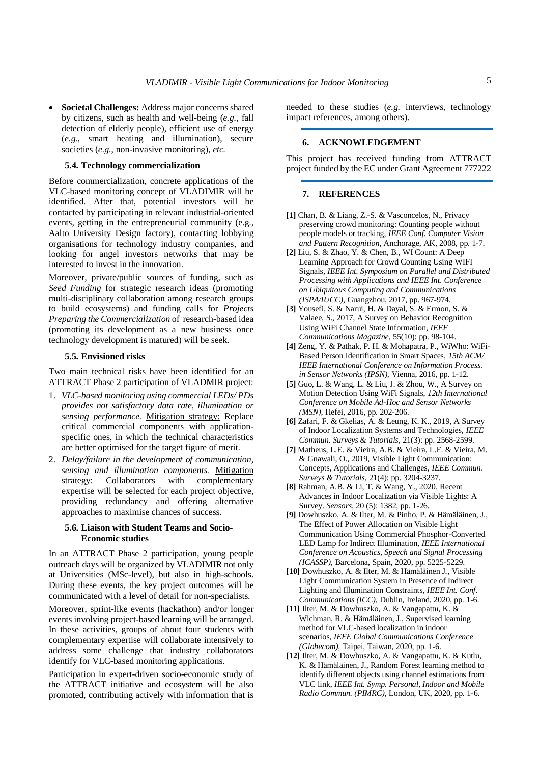- **Societal Challenges:** Address major concerns shared by citizens, such as health and well-being (*e.g.*, fall detection of elderly people), efficient use of energy (*e.g.*, smart heating and illumination), secure societies (*e.g.*, non-invasive monitoring), *etc.*

### 5.4. Technology commercialization

Before commercialization, concrete applications of the VLC-based monitoring concept of VLADIMIR will be identified. After that, potential investors will be contacted by participating in relevant industrial-oriented events, getting in the entrepreneurial community (e.g., Aalto University Design factory), contacting lobbying organisations for technology industry companies, and looking for angel investors networks that may be interested to invest in the innovation.

Moreover, private/public sources of funding, such as *Seed Funding* for strategic research ideas (promoting multi-disciplinary collaboration among research groups to build ecosystems) and funding calls for *Projects Preparing the Commercialization* of research-based idea (promoting its development as a new business once technology development is matured) will be seek.

### 5.5. Envisioned risks

Two main technical risks have been identified for an ATTRACT Phase 2 participation of VLADMIR project:

1. *VLC-based monitoring using commercial LEDs/ PDs provides not satisfactory data rate, illumination or sensing performance.* Mitigation strategy: Replace critical commercial components with application-specific ones, in which the technical characteristics are better optimised for the target figure of merit.
2. *Delay/failure in the development of communication, sensing and illumination components.* Mitigation strategy: Collaborators with complementary expertise will be selected for each project objective, providing redundancy and offering alternative approaches to maximise chances of success.

### 5.6. Liaison with Student Teams and Socio-Economic studies

In an ATTRACT Phase 2 participation, young people outreach days will be organized by VLADIMIR not only at Universities (MSc-level), but also in high-schools. During these events, the key project outcomes will be communicated with a level of detail for non-specialists.

Moreover, sprint-like events (hackathon) and/or longer events involving project-based learning will be arranged. In these activities, groups of about four students with complementary expertise will collaborate intensively to address some challenge that industry collaborators identify for VLC-based monitoring applications.

Participation in expert-driven socio-economic study of the ATTRACT initiative and ecosystem will be also promoted, contributing actively with information that is needed to these studies (*e.g.* interviews, technology impact references, among others).

## 6. ACKNOWLEDGEMENT

This project has received funding from ATTRACT project funded by the EC under Grant Agreement 777222

## 7. REFERENCES

**[1]** Chan, B. & Liang, Z.-S. & Vasconcelos, N., Privacy preserving crowd monitoring: Counting people without people models or tracking, *IEEE Conf. Computer Vision and Pattern Recognition,* Anchorage, AK, 2008, pp. 1-7.

**[2]** Liu, S. & Zhao, Y. & Chen, B., WI Count: A Deep Learning Approach for Crowd Counting Using WIFI Signals, *IEEE Int. Symposium on Parallel and Distributed Processing with Applications and IEEE Int. Conference on Ubiquitous Computing and Communications (ISPA/IUCC),* Guangzhou, 2017, pp. 967-974.

**[3]** Yousefi, S. & Narui, H. & Dayal, S. & Ermon, S. & Valaee, S., 2017, A Survey on Behavior Recognition Using WiFi Channel State Information, *IEEE Communications Magazine*, 55(10): pp. 98-104.

**[4]** Zeng, Y. & Pathak, P. H. & Mohapatra, P., WiWho: WiFi-Based Person Identification in Smart Spaces, *15th ACM/ IEEE International Conference on Information Process. in Sensor Networks (IPSN),* Vienna, 2016, pp. 1-12.

**[5]** Guo, L. & Wang, L. & Liu, J. & Zhou, W., A Survey on Motion Detection Using WiFi Signals, *12th International Conference on Mobile Ad-Hoc and Sensor Networks (MSN),* Hefei, 2016, pp. 202-206.

**[6]** Zafari, F. & Gkelias, A. & Leung, K. K., 2019, A Survey of Indoor Localization Systems and Technologies, *IEEE Commun. Surveys & Tutorials*, 21(3): pp. 2568-2599.

**[7]** Matheus, L.E. & Vieira, A.B. & Vieira, L.F. & Vieira, M. & Gnawali, O., 2019, Visible Light Communication: Concepts, Applications and Challenges, *IEEE Commun. Surveys & Tutorials*, 21(4): pp. 3204-3237.

**[8]** Rahman, A.B. & Li, T. & Wang, Y., 2020, Recent Advances in Indoor Localization via Visible Lights: A Survey. *Sensors*, 20 (5): 1382, pp. 1-26.

**[9]** Dowhuszko, A. & Ilter, M. & Pinho, P. & Hämäläinen, J., The Effect of Power Allocation on Visible Light Communication Using Commercial Phosphor-Converted LED Lamp for Indirect Illumination, *IEEE International Conference on Acoustics, Speech and Signal Processing (ICASSP)*, Barcelona, Spain, 2020, pp. 5225-5229.

**[10]** Dowhuszko, A. & Ilter, M. & Hämäläinen J., Visible Light Communication System in Presence of Indirect Lighting and Illumination Constraints, *IEEE Int. Conf. Communications (ICC)*, Dublin, Ireland, 2020, pp. 1-6.

**[11]** Ilter, M. & Dowhuszko, A. & Vangapattu, K. & Wichman, R. & Hämäläinen, J., Supervised learning method for VLC-based localization in indoor scenarios, *IEEE Global Communications Conference (Globecom)*, Taipei, Taiwan, 2020, pp. 1-6.

**[12]** Ilter, M. & Dowhuszko, A. & Vangapattu, K. & Kutlu, K. & Hämäläinen, J., Random Forest learning method to identify different objects using channel estimations from VLC link, *IEEE Int. Symp. Personal, Indoor and Mobile Radio Commun. (PIMRC)*, London, UK, 2020, pp. 1-6.